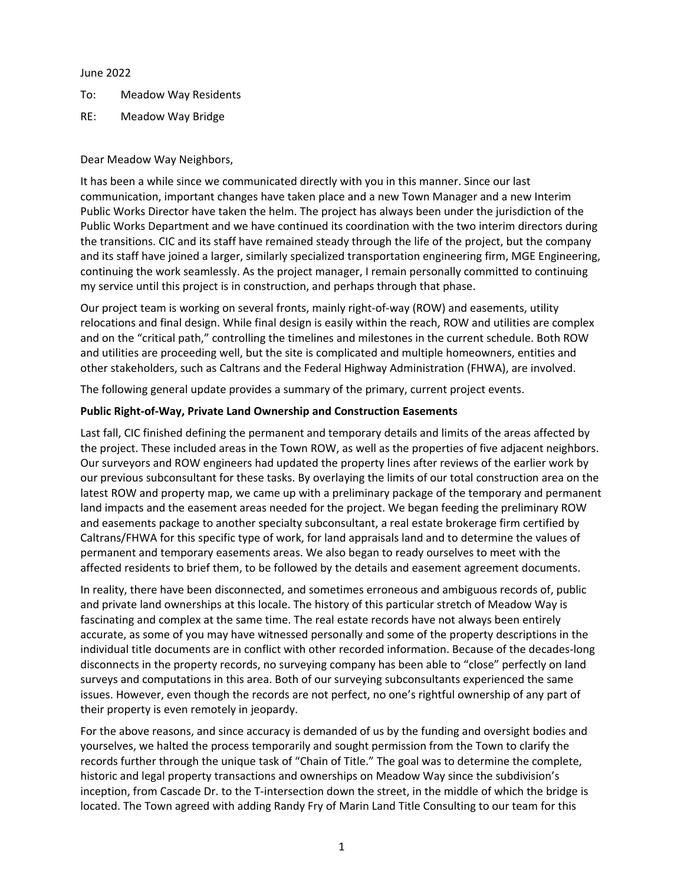June 2022

To: Meadow Way Residents

RE: Meadow Way Bridge

Dear Meadow Way Neighbors,

It has been a while since we communicated directly with you in this manner. Since our last communication, important changes have taken place and a new Town Manager and a new Interim Public Works Director have taken the helm. The project has always been under the jurisdiction of the Public Works Department and we have continued its coordination with the two interim directors during the transitions. CIC and its staff have remained steady through the life of the project, but the company and its staff have joined a larger, similarly specialized transportation engineering firm, MGE Engineering, continuing the work seamlessly. As the project manager, I remain personally committed to continuing my service until this project is in construction, and perhaps through that phase.

Our project team is working on several fronts, mainly right-of-way (ROW) and easements, utility relocations and final design. While final design is easily within the reach, ROW and utilities are complex and on the "critical path," controlling the timelines and milestones in the current schedule. Both ROW and utilities are proceeding well, but the site is complicated and multiple homeowners, entities and other stakeholders, such as Caltrans and the Federal Highway Administration (FHWA), are involved.

The following general update provides a summary of the primary, current project events.

**Public Right-of-Way, Private Land Ownership and Construction Easements**

Last fall, CIC finished defining the permanent and temporary details and limits of the areas affected by the project. These included areas in the Town ROW, as well as the properties of five adjacent neighbors. Our surveyors and ROW engineers had updated the property lines after reviews of the earlier work by our previous subconsultant for these tasks. By overlaying the limits of our total construction area on the latest ROW and property map, we came up with a preliminary package of the temporary and permanent land impacts and the easement areas needed for the project. We began feeding the preliminary ROW and easements package to another specialty subconsultant, a real estate brokerage firm certified by Caltrans/FHWA for this specific type of work, for land appraisals land and to determine the values of permanent and temporary easements areas. We also began to ready ourselves to meet with the affected residents to brief them, to be followed by the details and easement agreement documents.

In reality, there have been disconnected, and sometimes erroneous and ambiguous records of, public and private land ownerships at this locale. The history of this particular stretch of Meadow Way is fascinating and complex at the same time. The real estate records have not always been entirely accurate, as some of you may have witnessed personally and some of the property descriptions in the individual title documents are in conflict with other recorded information. Because of the decades-long disconnects in the property records, no surveying company has been able to "close" perfectly on land surveys and computations in this area. Both of our surveying subconsultants experienced the same issues. However, even though the records are not perfect, no one's rightful ownership of any part of their property is even remotely in jeopardy.

For the above reasons, and since accuracy is demanded of us by the funding and oversight bodies and yourselves, we halted the process temporarily and sought permission from the Town to clarify the records further through the unique task of "Chain of Title." The goal was to determine the complete, historic and legal property transactions and ownerships on Meadow Way since the subdivision's inception, from Cascade Dr. to the T-intersection down the street, in the middle of which the bridge is located. The Town agreed with adding Randy Fry of Marin Land Title Consulting to our team for this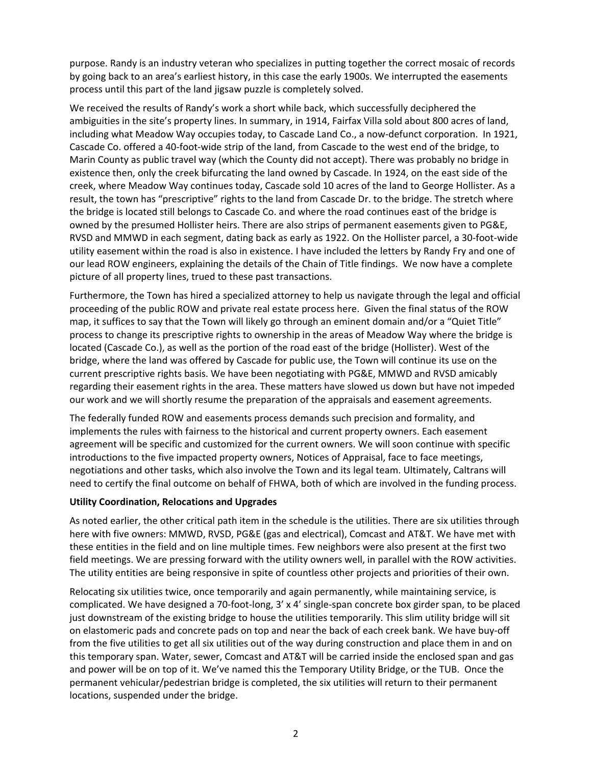purpose. Randy is an industry veteran who specializes in putting together the correct mosaic of records by going back to an area's earliest history, in this case the early 1900s. We interrupted the easements process until this part of the land jigsaw puzzle is completely solved.

We received the results of Randy's work a short while back, which successfully deciphered the ambiguities in the site's property lines. In summary, in 1914, Fairfax Villa sold about 800 acres of land, including what Meadow Way occupies today, to Cascade Land Co., a now-defunct corporation. In 1921, Cascade Co. offered a 40-foot-wide strip of the land, from Cascade to the west end of the bridge, to Marin County as public travel way (which the County did not accept). There was probably no bridge in existence then, only the creek bifurcating the land owned by Cascade. In 1924, on the east side of the creek, where Meadow Way continues today, Cascade sold 10 acres of the land to George Hollister. As a result, the town has "prescriptive" rights to the land from Cascade Dr. to the bridge. The stretch where the bridge is located still belongs to Cascade Co. and where the road continues east of the bridge is owned by the presumed Hollister heirs. There are also strips of permanent easements given to PG&E, RVSD and MMWD in each segment, dating back as early as 1922. On the Hollister parcel, a 30-foot-wide utility easement within the road is also in existence. I have included the letters by Randy Fry and one of our lead ROW engineers, explaining the details of the Chain of Title findings. We now have a complete picture of all property lines, trued to these past transactions.

Furthermore, the Town has hired a specialized attorney to help us navigate through the legal and official proceeding of the public ROW and private real estate process here. Given the final status of the ROW map, it suffices to say that the Town will likely go through an eminent domain and/or a "Quiet Title" process to change its prescriptive rights to ownership in the areas of Meadow Way where the bridge is located (Cascade Co.), as well as the portion of the road east of the bridge (Hollister). West of the bridge, where the land was offered by Cascade for public use, the Town will continue its use on the current prescriptive rights basis. We have been negotiating with PG&E, MMWD and RVSD amicably regarding their easement rights in the area. These matters have slowed us down but have not impeded our work and we will shortly resume the preparation of the appraisals and easement agreements.

The federally funded ROW and easements process demands such precision and formality, and implements the rules with fairness to the historical and current property owners. Each easement agreement will be specific and customized for the current owners. We will soon continue with specific introductions to the five impacted property owners, Notices of Appraisal, face to face meetings, negotiations and other tasks, which also involve the Town and its legal team. Ultimately, Caltrans will need to certify the final outcome on behalf of FHWA, both of which are involved in the funding process.

**Utility Coordination, Relocations and Upgrades**

As noted earlier, the other critical path item in the schedule is the utilities. There are six utilities through here with five owners: MMWD, RVSD, PG&E (gas and electrical), Comcast and AT&T. We have met with these entities in the field and on line multiple times. Few neighbors were also present at the first two field meetings. We are pressing forward with the utility owners well, in parallel with the ROW activities. The utility entities are being responsive in spite of countless other projects and priorities of their own.

Relocating six utilities twice, once temporarily and again permanently, while maintaining service, is complicated. We have designed a 70-foot-long, 3' x 4' single-span concrete box girder span, to be placed just downstream of the existing bridge to house the utilities temporarily. This slim utility bridge will sit on elastomeric pads and concrete pads on top and near the back of each creek bank. We have buy-off from the five utilities to get all six utilities out of the way during construction and place them in and on this temporary span. Water, sewer, Comcast and AT&T will be carried inside the enclosed span and gas and power will be on top of it. We've named this the Temporary Utility Bridge, or the TUB. Once the permanent vehicular/pedestrian bridge is completed, the six utilities will return to their permanent locations, suspended under the bridge.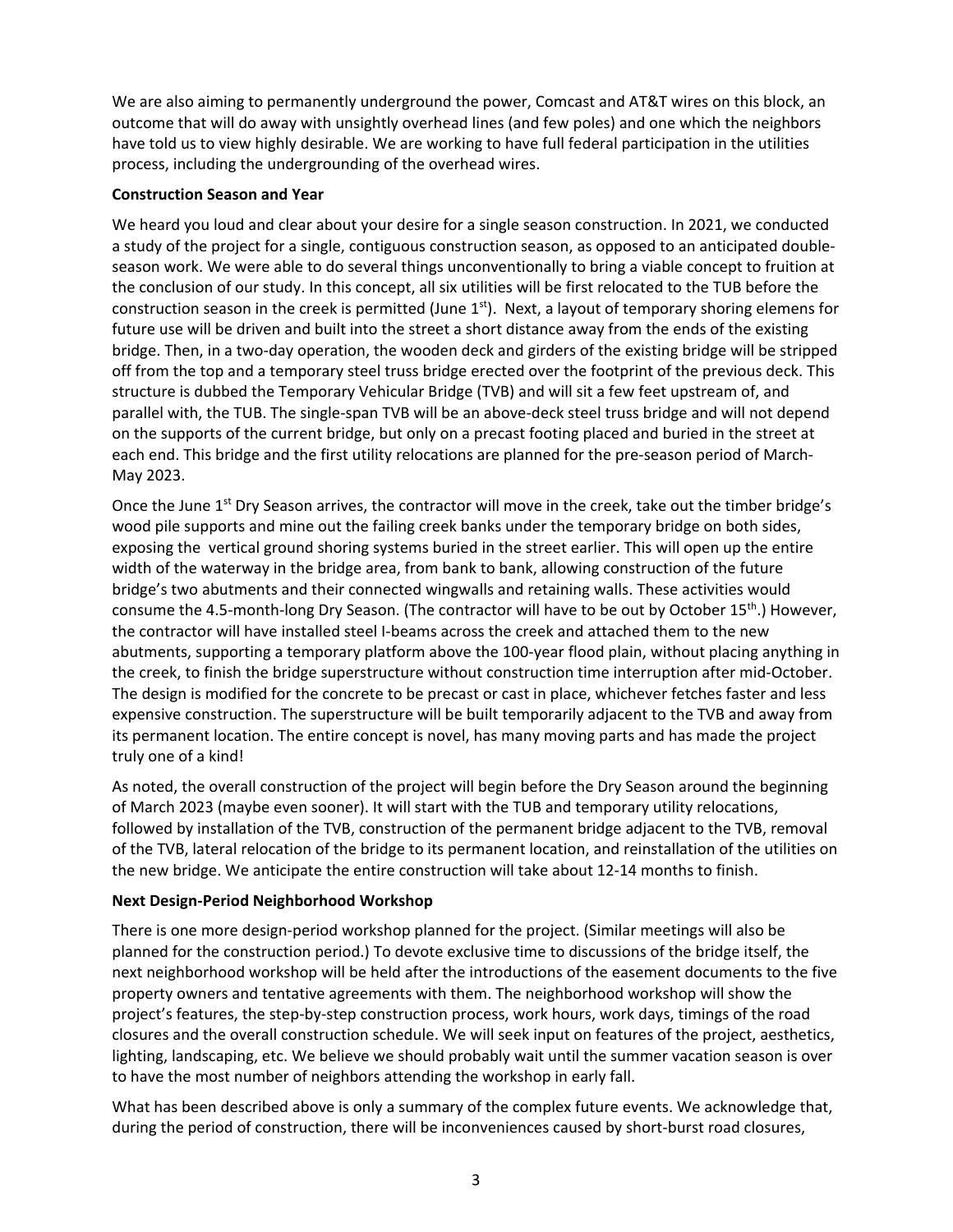We are also aiming to permanently underground the power, Comcast and AT&T wires on this block, an outcome that will do away with unsightly overhead lines (and few poles) and one which the neighbors have told us to view highly desirable. We are working to have full federal participation in the utilities process, including the undergrounding of the overhead wires.

**Construction Season and Year**

We heard you loud and clear about your desire for a single season construction. In 2021, we conducted a study of the project for a single, contiguous construction season, as opposed to an anticipated double-season work. We were able to do several things unconventionally to bring a viable concept to fruition at the conclusion of our study. In this concept, all six utilities will be first relocated to the TUB before the construction season in the creek is permitted (June 1st). Next, a layout of temporary shoring elemens for future use will be driven and built into the street a short distance away from the ends of the existing bridge. Then, in a two-day operation, the wooden deck and girders of the existing bridge will be stripped off from the top and a temporary steel truss bridge erected over the footprint of the previous deck. This structure is dubbed the Temporary Vehicular Bridge (TVB) and will sit a few feet upstream of, and parallel with, the TUB. The single-span TVB will be an above-deck steel truss bridge and will not depend on the supports of the current bridge, but only on a precast footing placed and buried in the street at each end. This bridge and the first utility relocations are planned for the pre-season period of March-May 2023.

Once the June 1st Dry Season arrives, the contractor will move in the creek, take out the timber bridge's wood pile supports and mine out the failing creek banks under the temporary bridge on both sides, exposing the vertical ground shoring systems buried in the street earlier. This will open up the entire width of the waterway in the bridge area, from bank to bank, allowing construction of the future bridge's two abutments and their connected wingwalls and retaining walls. These activities would consume the 4.5-month-long Dry Season. (The contractor will have to be out by October 15th.) However, the contractor will have installed steel I-beams across the creek and attached them to the new abutments, supporting a temporary platform above the 100-year flood plain, without placing anything in the creek, to finish the bridge superstructure without construction time interruption after mid-October. The design is modified for the concrete to be precast or cast in place, whichever fetches faster and less expensive construction. The superstructure will be built temporarily adjacent to the TVB and away from its permanent location. The entire concept is novel, has many moving parts and has made the project truly one of a kind!

As noted, the overall construction of the project will begin before the Dry Season around the beginning of March 2023 (maybe even sooner). It will start with the TUB and temporary utility relocations, followed by installation of the TVB, construction of the permanent bridge adjacent to the TVB, removal of the TVB, lateral relocation of the bridge to its permanent location, and reinstallation of the utilities on the new bridge. We anticipate the entire construction will take about 12-14 months to finish.

**Next Design-Period Neighborhood Workshop**

There is one more design-period workshop planned for the project. (Similar meetings will also be planned for the construction period.) To devote exclusive time to discussions of the bridge itself, the next neighborhood workshop will be held after the introductions of the easement documents to the five property owners and tentative agreements with them. The neighborhood workshop will show the project's features, the step-by-step construction process, work hours, work days, timings of the road closures and the overall construction schedule. We will seek input on features of the project, aesthetics, lighting, landscaping, etc. We believe we should probably wait until the summer vacation season is over to have the most number of neighbors attending the workshop in early fall.

What has been described above is only a summary of the complex future events. We acknowledge that, during the period of construction, there will be inconveniences caused by short-burst road closures,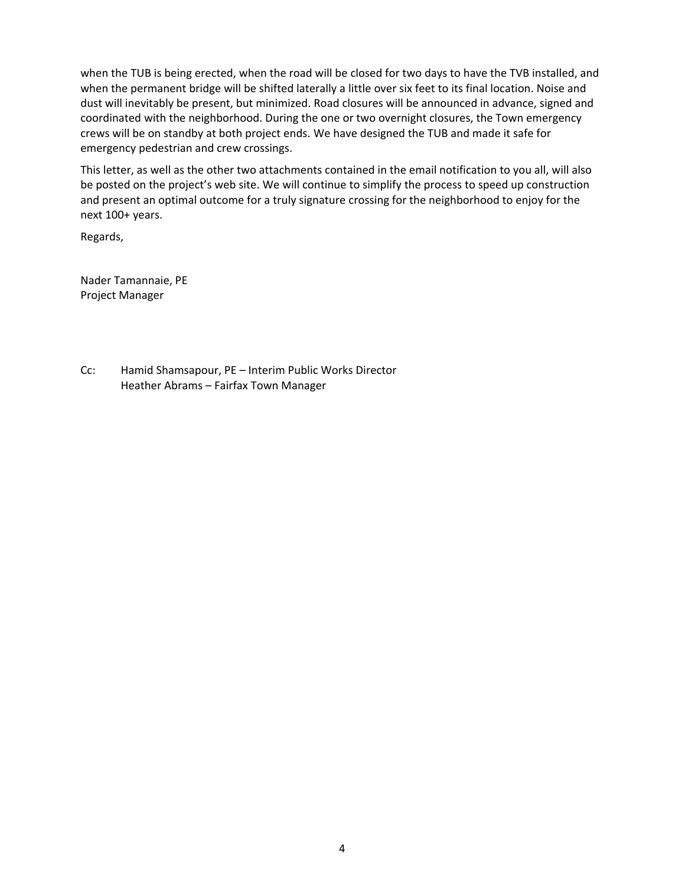when the TUB is being erected, when the road will be closed for two days to have the TVB installed, and when the permanent bridge will be shifted laterally a little over six feet to its final location. Noise and dust will inevitably be present, but minimized. Road closures will be announced in advance, signed and coordinated with the neighborhood. During the one or two overnight closures, the Town emergency crews will be on standby at both project ends. We have designed the TUB and made it safe for emergency pedestrian and crew crossings.

This letter, as well as the other two attachments contained in the email notification to you all, will also be posted on the project's web site. We will continue to simplify the process to speed up construction and present an optimal outcome for a truly signature crossing for the neighborhood to enjoy for the next 100+ years.

Regards,

Nader Tamannaie, PE
Project Manager

Cc: Hamid Shamsapour, PE – Interim Public Works Director
Heather Abrams – Fairfax Town Manager